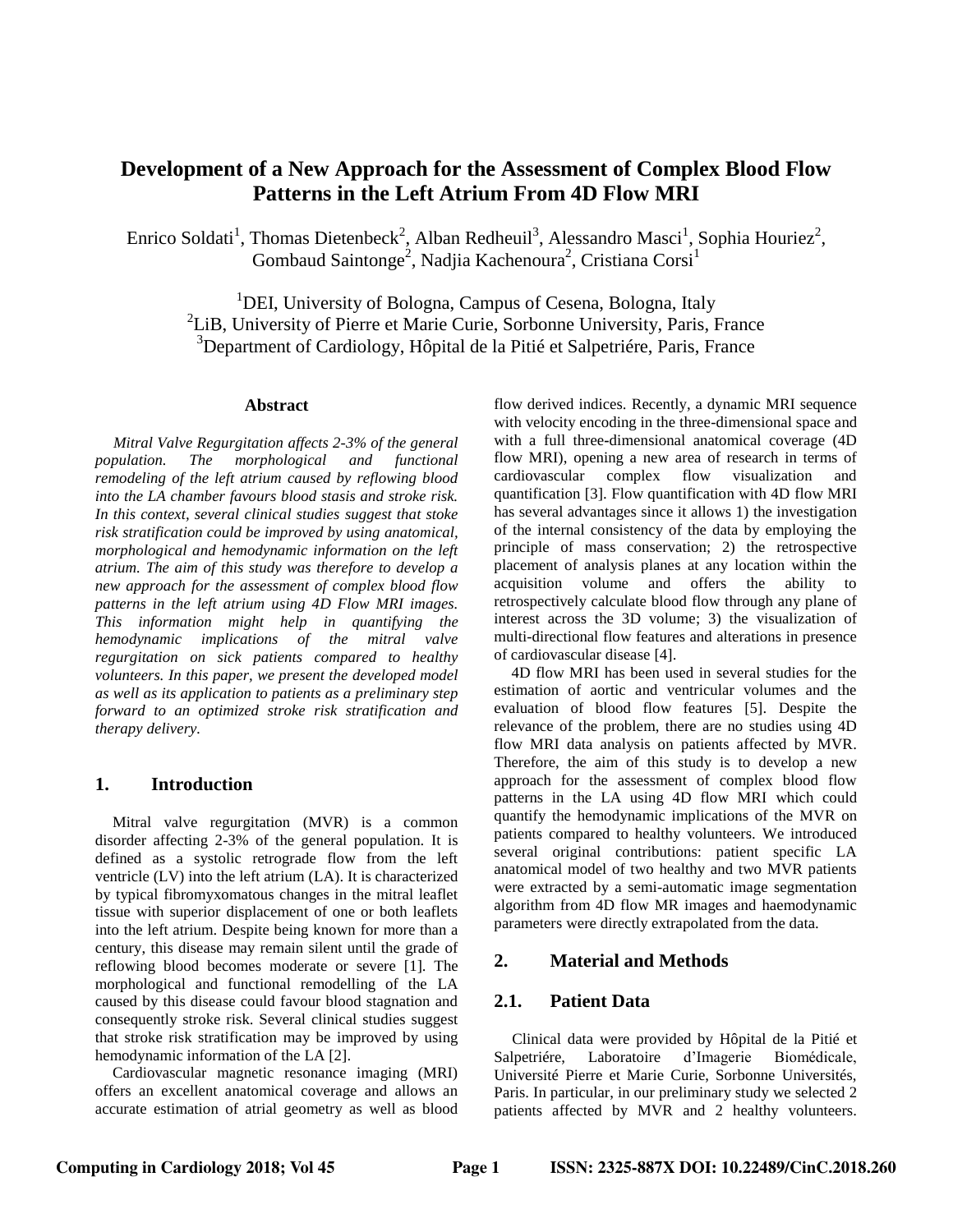# Development of a New Approach for the Assessment of Complex Blood Flow Patterns in the Left Atrium From 4D Flow MRI

Enrico Soldati[1], Thomas Dietenbeck[2], Alban Redheuil[3], Alessandro Masci[1], Sophia Houriez[2], Gombaud Saintonge[2], Nadjia Kachenoura[2], Cristiana Corsi[1]

[1]DEI, University of Bologna, Campus of Cesena, Bologna, Italy
[2]LiB, University of Pierre et Marie Curie, Sorbonne University, Paris, France
[3]Department of Cardiology, Hôpital de la Pitié et Salpetriére, Paris, France

### Abstract

*Mitral Valve Regurgitation affects 2-3% of the general population. The morphological and functional remodeling of the left atrium caused by reflowing blood into the LA chamber favours blood stasis and stroke risk. In this context, several clinical studies suggest that stoke risk stratification could be improved by using anatomical, morphological and hemodynamic information on the left atrium. The aim of this study was therefore to develop a new approach for the assessment of complex blood flow patterns in the left atrium using 4D Flow MRI images. This information might help in quantifying the hemodynamic implications of the mitral valve regurgitation on sick patients compared to healthy volunteers. In this paper, we present the developed model as well as its application to patients as a preliminary step forward to an optimized stroke risk stratification and therapy delivery.*

## 1. Introduction

Mitral valve regurgitation (MVR) is a common disorder affecting 2-3% of the general population. It is defined as a systolic retrograde flow from the left ventricle (LV) into the left atrium (LA). It is characterized by typical fibromyxomatous changes in the mitral leaflet tissue with superior displacement of one or both leaflets into the left atrium. Despite being known for more than a century, this disease may remain silent until the grade of reflowing blood becomes moderate or severe [1]. The morphological and functional remodelling of the LA caused by this disease could favour blood stagnation and consequently stroke risk. Several clinical studies suggest that stroke risk stratification may be improved by using hemodynamic information of the LA [2].

Cardiovascular magnetic resonance imaging (MRI) offers an excellent anatomical coverage and allows an accurate estimation of atrial geometry as well as blood flow derived indices. Recently, a dynamic MRI sequence with velocity encoding in the three-dimensional space and with a full three-dimensional anatomical coverage (4D flow MRI), opening a new area of research in terms of cardiovascular complex flow visualization and quantification [3]. Flow quantification with 4D flow MRI has several advantages since it allows 1) the investigation of the internal consistency of the data by employing the principle of mass conservation; 2) the retrospective placement of analysis planes at any location within the acquisition volume and offers the ability to retrospectively calculate blood flow through any plane of interest across the 3D volume; 3) the visualization of multi-directional flow features and alterations in presence of cardiovascular disease [4].

4D flow MRI has been used in several studies for the estimation of aortic and ventricular volumes and the evaluation of blood flow features [5]. Despite the relevance of the problem, there are no studies using 4D flow MRI data analysis on patients affected by MVR. Therefore, the aim of this study is to develop a new approach for the assessment of complex blood flow patterns in the LA using 4D flow MRI which could quantify the hemodynamic implications of the MVR on patients compared to healthy volunteers. We introduced several original contributions: patient specific LA anatomical model of two healthy and two MVR patients were extracted by a semi-automatic image segmentation algorithm from 4D flow MR images and haemodynamic parameters were directly extrapolated from the data.

## 2. Material and Methods

### 2.1. Patient Data

Clinical data were provided by Hôpital de la Pitié et Salpetriére, Laboratoire d'Imagerie Biomédicale, Université Pierre et Marie Curie, Sorbonne Universités, Paris. In particular, in our preliminary study we selected 2 patients affected by MVR and 2 healthy volunteers.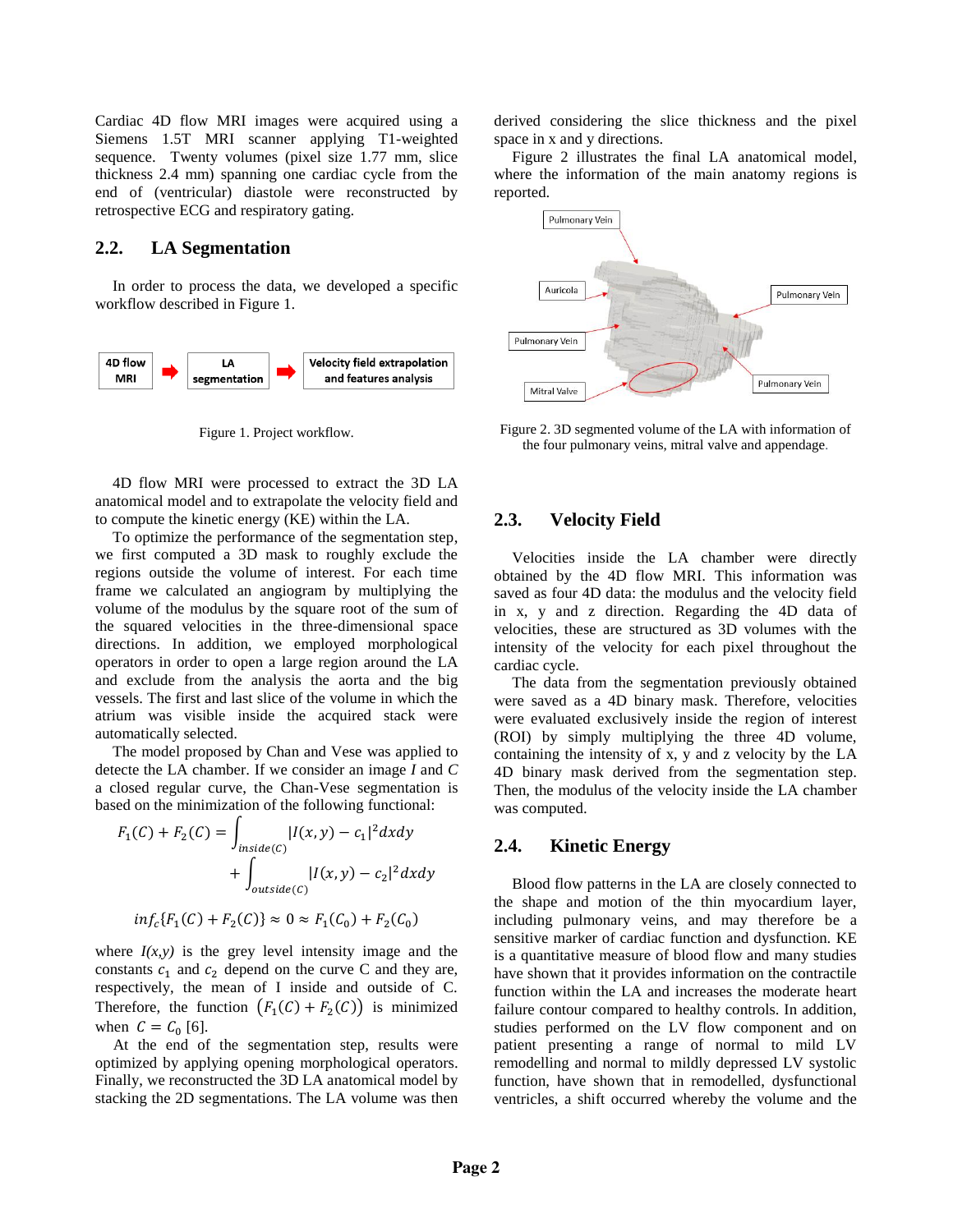Cardiac 4D flow MRI images were acquired using a Siemens 1.5T MRI scanner applying T1-weighted sequence. Twenty volumes (pixel size 1.77 mm, slice thickness 2.4 mm) spanning one cardiac cycle from the end of (ventricular) diastole were reconstructed by retrospective ECG and respiratory gating.

## 2.2. LA Segmentation

In order to process the data, we developed a specific workflow described in Figure 1.

4D flow MRI → LA segmentation → Velocity field extrapolation and features analysis

Figure 1. Project workflow.

4D flow MRI were processed to extract the 3D LA anatomical model and to extrapolate the velocity field and to compute the kinetic energy (KE) within the LA.

To optimize the performance of the segmentation step, we first computed a 3D mask to roughly exclude the regions outside the volume of interest. For each time frame we calculated an angiogram by multiplying the volume of the modulus by the square root of the sum of the squared velocities in the three-dimensional space directions. In addition, we employed morphological operators in order to open a large region around the LA and exclude from the analysis the aorta and the big vessels. The first and last slice of the volume in which the atrium was visible inside the acquired stack were automatically selected.

The model proposed by Chan and Vese was applied to detecte the LA chamber. If we consider an image *I* and *C* a closed regular curve, the Chan-Vese segmentation is based on the minimization of the following functional:

$$F_1(C) + F_2(C) = \int_{inside(C)} |I(x,y) - c_1|^2 dxdy + \int_{outside(C)} |I(x,y) - c_2|^2 dxdy$$

$$inf_c\{F_1(C) + F_2(C)\} \approx 0 \approx F_1(C_0) + F_2(C_0)$$

where $I(x,y)$ is the grey level intensity image and the constants $c_1$ and $c_2$ depend on the curve C and they are, respectively, the mean of I inside and outside of C. Therefore, the function $(F_1(C) + F_2(C))$ is minimized when $C = C_0$ [6].

At the end of the segmentation step, results were optimized by applying opening morphological operators. Finally, we reconstructed the 3D LA anatomical model by stacking the 2D segmentations. The LA volume was then derived considering the slice thickness and the pixel space in x and y directions.

Figure 2 illustrates the final LA anatomical model, where the information of the main anatomy regions is reported.

Pulmonary Vein, Auricola, Pulmonary Vein, Pulmonary Vein, Pulmonary Vein, Mitral Valve

Figure 2. 3D segmented volume of the LA with information of the four pulmonary veins, mitral valve and appendage.

## 2.3. Velocity Field

Velocities inside the LA chamber were directly obtained by the 4D flow MRI. This information was saved as four 4D data: the modulus and the velocity field in x, y and z direction. Regarding the 4D data of velocities, these are structured as 3D volumes with the intensity of the velocity for each pixel throughout the cardiac cycle.

The data from the segmentation previously obtained were saved as a 4D binary mask. Therefore, velocities were evaluated exclusively inside the region of interest (ROI) by simply multiplying the three 4D volume, containing the intensity of x, y and z velocity by the LA 4D binary mask derived from the segmentation step. Then, the modulus of the velocity inside the LA chamber was computed.

## 2.4. Kinetic Energy

Blood flow patterns in the LA are closely connected to the shape and motion of the thin myocardium layer, including pulmonary veins, and may therefore be a sensitive marker of cardiac function and dysfunction. KE is a quantitative measure of blood flow and many studies have shown that it provides information on the contractile function within the LA and increases the moderate heart failure contour compared to healthy controls. In addition, studies performed on the LV flow component and on patient presenting a range of normal to mild LV remodelling and normal to mildly depressed LV systolic function, have shown that in remodelled, dysfunctional ventricles, a shift occurred whereby the volume and the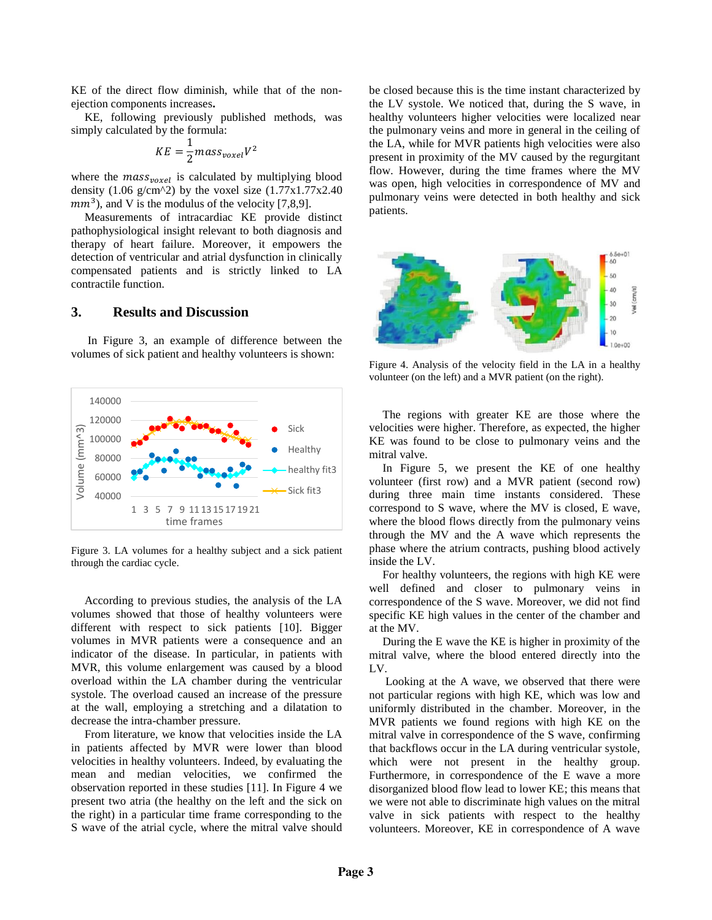KE of the direct flow diminish, while that of the non-ejection components increases.

KE, following previously published methods, was simply calculated by the formula:

$$KE = \frac{1}{2} mass_{voxel} V^2$$

where the $mass_{voxel}$ is calculated by multiplying blood density (1.06 g/cm^2) by the voxel size (1.77x1.77x2.40 $mm^3$), and V is the modulus of the velocity [7,8,9].

Measurements of intracardiac KE provide distinct pathophysiological insight relevant to both diagnosis and therapy of heart failure. Moreover, it empowers the detection of ventricular and atrial dysfunction in clinically compensated patients and is strictly linked to LA contractile function.

## 3. Results and Discussion

In Figure 3, an example of difference between the volumes of sick patient and healthy volunteers is shown:

Figure 3. LA volumes for a healthy subject and a sick patient through the cardiac cycle.

According to previous studies, the analysis of the LA volumes showed that those of healthy volunteers were different with respect to sick patients [10]. Bigger volumes in MVR patients were a consequence and an indicator of the disease. In particular, in patients with MVR, this volume enlargement was caused by a blood overload within the LA chamber during the ventricular systole. The overload caused an increase of the pressure at the wall, employing a stretching and a dilatation to decrease the intra-chamber pressure.

From literature, we know that velocities inside the LA in patients affected by MVR were lower than blood velocities in healthy volunteers. Indeed, by evaluating the mean and median velocities, we confirmed the observation reported in these studies [11]. In Figure 4 we present two atria (the healthy on the left and the sick on the right) in a particular time frame corresponding to the S wave of the atrial cycle, where the mitral valve should be closed because this is the time instant characterized by the LV systole. We noticed that, during the S wave, in healthy volunteers higher velocities were localized near the pulmonary veins and more in general in the ceiling of the LA, while for MVR patients high velocities were also present in proximity of the MV caused by the regurgitant flow. However, during the time frames where the MV was open, high velocities in correspondence of MV and pulmonary veins were detected in both healthy and sick patients.

Figure 4. Analysis of the velocity field in the LA in a healthy volunteer (on the left) and a MVR patient (on the right).

The regions with greater KE are those where the velocities were higher. Therefore, as expected, the higher KE was found to be close to pulmonary veins and the mitral valve.

In Figure 5, we present the KE of one healthy volunteer (first row) and a MVR patient (second row) during three main time instants considered. These correspond to S wave, where the MV is closed, E wave, where the blood flows directly from the pulmonary veins through the MV and the A wave which represents the phase where the atrium contracts, pushing blood actively inside the LV.

For healthy volunteers, the regions with high KE were well defined and closer to pulmonary veins in correspondence of the S wave. Moreover, we did not find specific KE high values in the center of the chamber and at the MV.

During the E wave the KE is higher in proximity of the mitral valve, where the blood entered directly into the LV.

Looking at the A wave, we observed that there were not particular regions with high KE, which was low and uniformly distributed in the chamber. Moreover, in the MVR patients we found regions with high KE on the mitral valve in correspondence of the S wave, confirming that backflows occur in the LA during ventricular systole, which were not present in the healthy group. Furthermore, in correspondence of the E wave a more disorganized blood flow lead to lower KE; this means that we were not able to discriminate high values on the mitral valve in sick patients with respect to the healthy volunteers. Moreover, KE in correspondence of A wave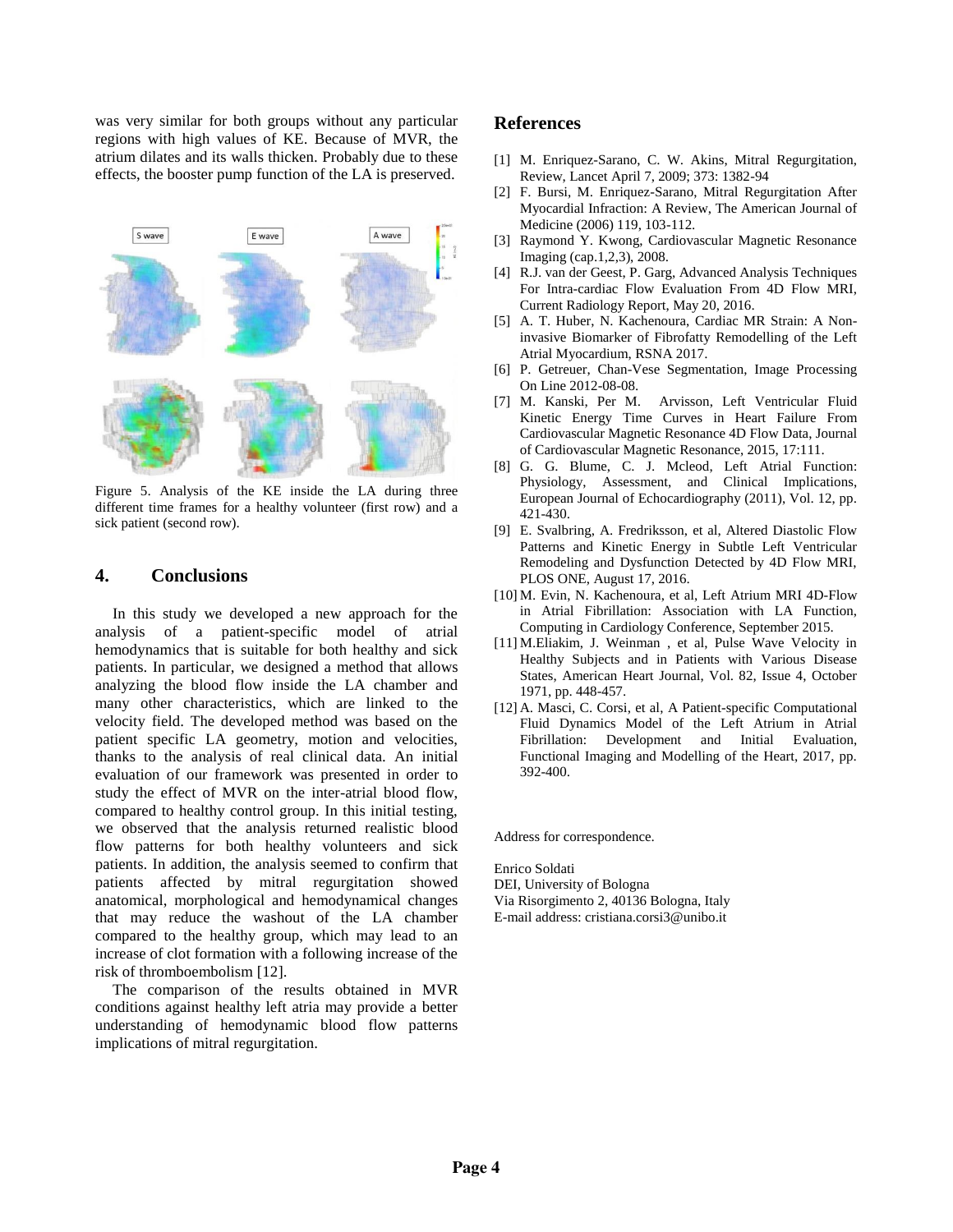was very similar for both groups without any particular regions with high values of KE. Because of MVR, the atrium dilates and its walls thicken. Probably due to these effects, the booster pump function of the LA is preserved.

S wave

E wave

A wave

Figure 5. Analysis of the KE inside the LA during three different time frames for a healthy volunteer (first row) and a sick patient (second row).

## 4. Conclusions

In this study we developed a new approach for the analysis of a patient-specific model of atrial hemodynamics that is suitable for both healthy and sick patients. In particular, we designed a method that allows analyzing the blood flow inside the LA chamber and many other characteristics, which are linked to the velocity field. The developed method was based on the patient specific LA geometry, motion and velocities, thanks to the analysis of real clinical data. An initial evaluation of our framework was presented in order to study the effect of MVR on the inter-atrial blood flow, compared to healthy control group. In this initial testing, we observed that the analysis returned realistic blood flow patterns for both healthy volunteers and sick patients. In addition, the analysis seemed to confirm that patients affected by mitral regurgitation showed anatomical, morphological and hemodynamical changes that may reduce the washout of the LA chamber compared to the healthy group, which may lead to an increase of clot formation with a following increase of the risk of thromboembolism [12].

The comparison of the results obtained in MVR conditions against healthy left atria may provide a better understanding of hemodynamic blood flow patterns implications of mitral regurgitation.

## References

[1] M. Enriquez-Sarano, C. W. Akins, Mitral Regurgitation, Review, Lancet April 7, 2009; 373: 1382-94

[2] F. Bursi, M. Enriquez-Sarano, Mitral Regurgitation After Myocardial Infraction: A Review, The American Journal of Medicine (2006) 119, 103-112.

[3] Raymond Y. Kwong, Cardiovascular Magnetic Resonance Imaging (cap.1,2,3), 2008.

[4] R.J. van der Geest, P. Garg, Advanced Analysis Techniques For Intra-cardiac Flow Evaluation From 4D Flow MRI, Current Radiology Report, May 20, 2016.

[5] A. T. Huber, N. Kachenoura, Cardiac MR Strain: A Non-invasive Biomarker of Fibrofatty Remodelling of the Left Atrial Myocardium, RSNA 2017.

[6] P. Getreuer, Chan-Vese Segmentation, Image Processing On Line 2012-08-08.

[7] M. Kanski, Per M. Arvisson, Left Ventricular Fluid Kinetic Energy Time Curves in Heart Failure From Cardiovascular Magnetic Resonance 4D Flow Data, Journal of Cardiovascular Magnetic Resonance, 2015, 17:111.

[8] G. G. Blume, C. J. Mcleod, Left Atrial Function: Physiology, Assessment, and Clinical Implications, European Journal of Echocardiography (2011), Vol. 12, pp. 421-430.

[9] E. Svalbring, A. Fredriksson, et al, Altered Diastolic Flow Patterns and Kinetic Energy in Subtle Left Ventricular Remodeling and Dysfunction Detected by 4D Flow MRI, PLOS ONE, August 17, 2016.

[10] M. Evin, N. Kachenoura, et al, Left Atrium MRI 4D-Flow in Atrial Fibrillation: Association with LA Function, Computing in Cardiology Conference, September 2015.

[11] M.Eliakim, J. Weinman , et al, Pulse Wave Velocity in Healthy Subjects and in Patients with Various Disease States, American Heart Journal, Vol. 82, Issue 4, October 1971, pp. 448-457.

[12] A. Masci, C. Corsi, et al, A Patient-specific Computational Fluid Dynamics Model of the Left Atrium in Atrial Fibrillation: Development and Initial Evaluation, Functional Imaging and Modelling of the Heart, 2017, pp. 392-400.

Address for correspondence.

Enrico Soldati
DEI, University of Bologna
Via Risorgimento 2, 40136 Bologna, Italy
E-mail address: cristiana.corsi3@unibo.it